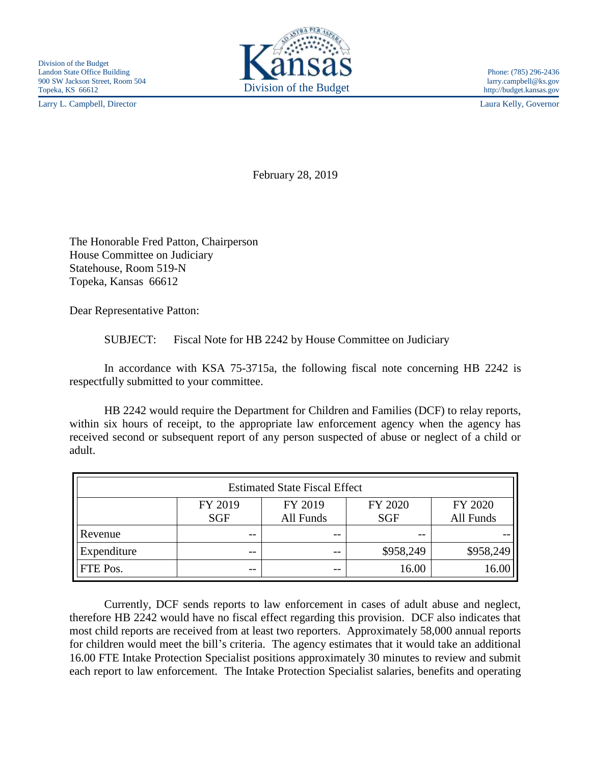Division of the Budget
Landon State Office Building
900 SW Jackson Street, Room 504
Topeka, KS 66612

Larry L. Campbell, Director

Kansas
Division of the Budget

Phone: (785) 296-2436
larry.campbell@ks.gov
http://budget.kansas.gov

Laura Kelly, Governor

February 28, 2019

The Honorable Fred Patton, Chairperson
House Committee on Judiciary
Statehouse, Room 519-N
Topeka, Kansas 66612

Dear Representative Patton:

SUBJECT: Fiscal Note for HB 2242 by House Committee on Judiciary

In accordance with KSA 75-3715a, the following fiscal note concerning HB 2242 is respectfully submitted to your committee.

HB 2242 would require the Department for Children and Families (DCF) to relay reports, within six hours of receipt, to the appropriate law enforcement agency when the agency has received second or subsequent report of any person suspected of abuse or neglect of a child or adult.

| Estimated State Fiscal Effect | | | | |
|---|---|---|---|---|
| | FY 2019 SGF | FY 2019 All Funds | FY 2020 SGF | FY 2020 All Funds |
| Revenue | -- | -- | -- | -- |
| Expenditure | -- | -- | $958,249 | $958,249 |
| FTE Pos. | -- | -- | 16.00 | 16.00 |

Currently, DCF sends reports to law enforcement in cases of adult abuse and neglect, therefore HB 2242 would have no fiscal effect regarding this provision. DCF also indicates that most child reports are received from at least two reporters. Approximately 58,000 annual reports for children would meet the bill's criteria. The agency estimates that it would take an additional 16.00 FTE Intake Protection Specialist positions approximately 30 minutes to review and submit each report to law enforcement. The Intake Protection Specialist salaries, benefits and operating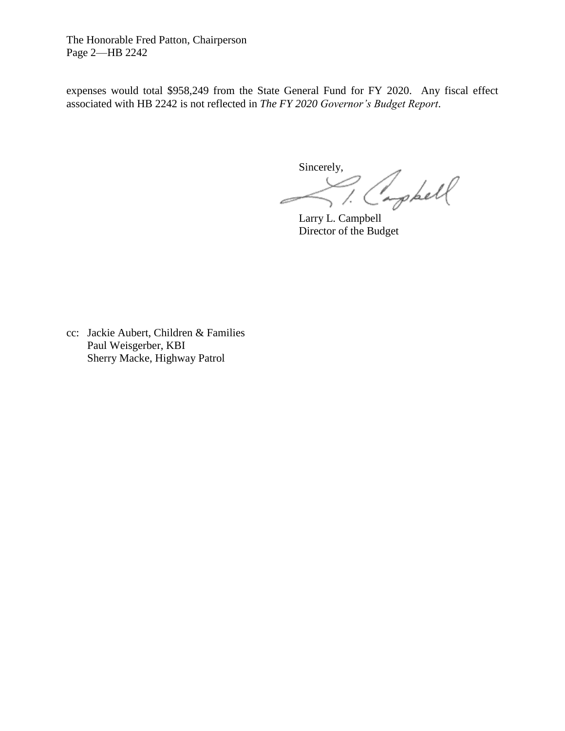expenses would total $958,249 from the State General Fund for FY 2020. Any fiscal effect associated with HB 2242 is not reflected in *The FY 2020 Governor's Budget Report*.

Sincerely,

Larry L. Campbell
Director of the Budget

cc: Jackie Aubert, Children & Families
Paul Weisgerber, KBI
Sherry Macke, Highway Patrol